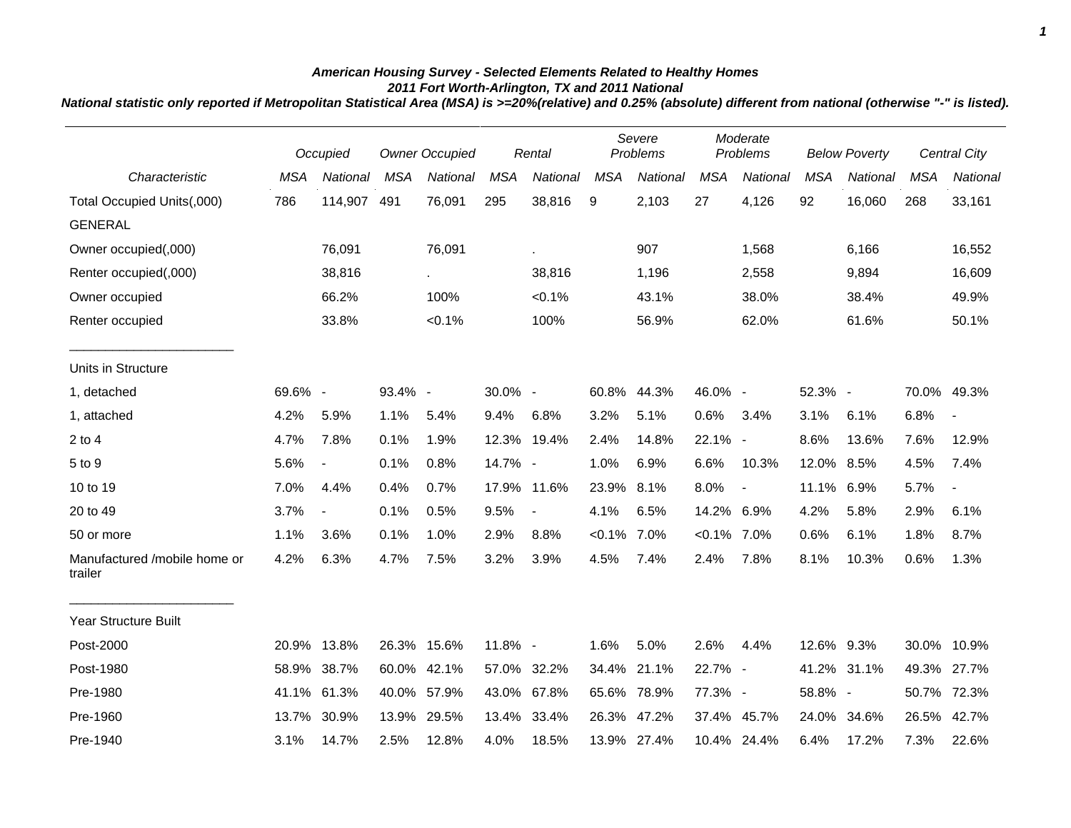***American Housing Survey - Selected Elements Related to Healthy Homes***
***2011 Fort Worth-Arlington, TX and 2011 National***
***National statistic only reported if Metropolitan Statistical Area (MSA) is >=20%(relative) and 0.25% (absolute) different from national (otherwise "-" is listed).***

| | *Occupied* | | *Owner Occupied* | | *Rental* | | *Severe Problems* | | *Moderate Problems* | | *Below Poverty* | | *Central City* | |
|---|---|---|---|---|---|---|---|---|---|---|---|---|---|---|
| *Characteristic* | *MSA* | *National* | *MSA* | *National* | *MSA* | *National* | *MSA* | *National* | *MSA* | *National* | *MSA* | *National* | *MSA* | *National* |
| Total Occupied Units(,000) | 786 | 114,907 | 491 | 76,091 | 295 | 38,816 | 9 | 2,103 | 27 | 4,126 | 92 | 16,060 | 268 | 33,161 |
| GENERAL | | | | | | | | | | | | | | |
| Owner occupied(,000) | | 76,091 | | 76,091 | | . | | 907 | | 1,568 | | 6,166 | | 16,552 |
| Renter occupied(,000) | | 38,816 | | . | | 38,816 | | 1,196 | | 2,558 | | 9,894 | | 16,609 |
| Owner occupied | | 66.2% | | 100% | | <0.1% | | 43.1% | | 38.0% | | 38.4% | | 49.9% |
| Renter occupied | | 33.8% | | <0.1% | | 100% | | 56.9% | | 62.0% | | 61.6% | | 50.1% |
| Units in Structure | | | | | | | | | | | | | | |
| 1, detached | 69.6% | - | 93.4% | - | 30.0% | - | 60.8% | 44.3% | 46.0% | - | 52.3% | - | 70.0% | 49.3% |
| 1, attached | 4.2% | 5.9% | 1.1% | 5.4% | 9.4% | 6.8% | 3.2% | 5.1% | 0.6% | 3.4% | 3.1% | 6.1% | 6.8% | - |
| 2 to 4 | 4.7% | 7.8% | 0.1% | 1.9% | 12.3% | 19.4% | 2.4% | 14.8% | 22.1% | - | 8.6% | 13.6% | 7.6% | 12.9% |
| 5 to 9 | 5.6% | - | 0.1% | 0.8% | 14.7% | - | 1.0% | 6.9% | 6.6% | 10.3% | 12.0% | 8.5% | 4.5% | 7.4% |
| 10 to 19 | 7.0% | 4.4% | 0.4% | 0.7% | 17.9% | 11.6% | 23.9% | 8.1% | 8.0% | - | 11.1% | 6.9% | 5.7% | - |
| 20 to 49 | 3.7% | - | 0.1% | 0.5% | 9.5% | - | 4.1% | 6.5% | 14.2% | 6.9% | 4.2% | 5.8% | 2.9% | 6.1% |
| 50 or more | 1.1% | 3.6% | 0.1% | 1.0% | 2.9% | 8.8% | <0.1% | 7.0% | <0.1% | 7.0% | 0.6% | 6.1% | 1.8% | 8.7% |
| Manufactured /mobile home or trailer | 4.2% | 6.3% | 4.7% | 7.5% | 3.2% | 3.9% | 4.5% | 7.4% | 2.4% | 7.8% | 8.1% | 10.3% | 0.6% | 1.3% |
| Year Structure Built | | | | | | | | | | | | | | |
| Post-2000 | 20.9% | 13.8% | 26.3% | 15.6% | 11.8% | - | 1.6% | 5.0% | 2.6% | 4.4% | 12.6% | 9.3% | 30.0% | 10.9% |
| Post-1980 | 58.9% | 38.7% | 60.0% | 42.1% | 57.0% | 32.2% | 34.4% | 21.1% | 22.7% | - | 41.2% | 31.1% | 49.3% | 27.7% |
| Pre-1980 | 41.1% | 61.3% | 40.0% | 57.9% | 43.0% | 67.8% | 65.6% | 78.9% | 77.3% | - | 58.8% | - | 50.7% | 72.3% |
| Pre-1960 | 13.7% | 30.9% | 13.9% | 29.5% | 13.4% | 33.4% | 26.3% | 47.2% | 37.4% | 45.7% | 24.0% | 34.6% | 26.5% | 42.7% |
| Pre-1940 | 3.1% | 14.7% | 2.5% | 12.8% | 4.0% | 18.5% | 13.9% | 27.4% | 10.4% | 24.4% | 6.4% | 17.2% | 7.3% | 22.6% |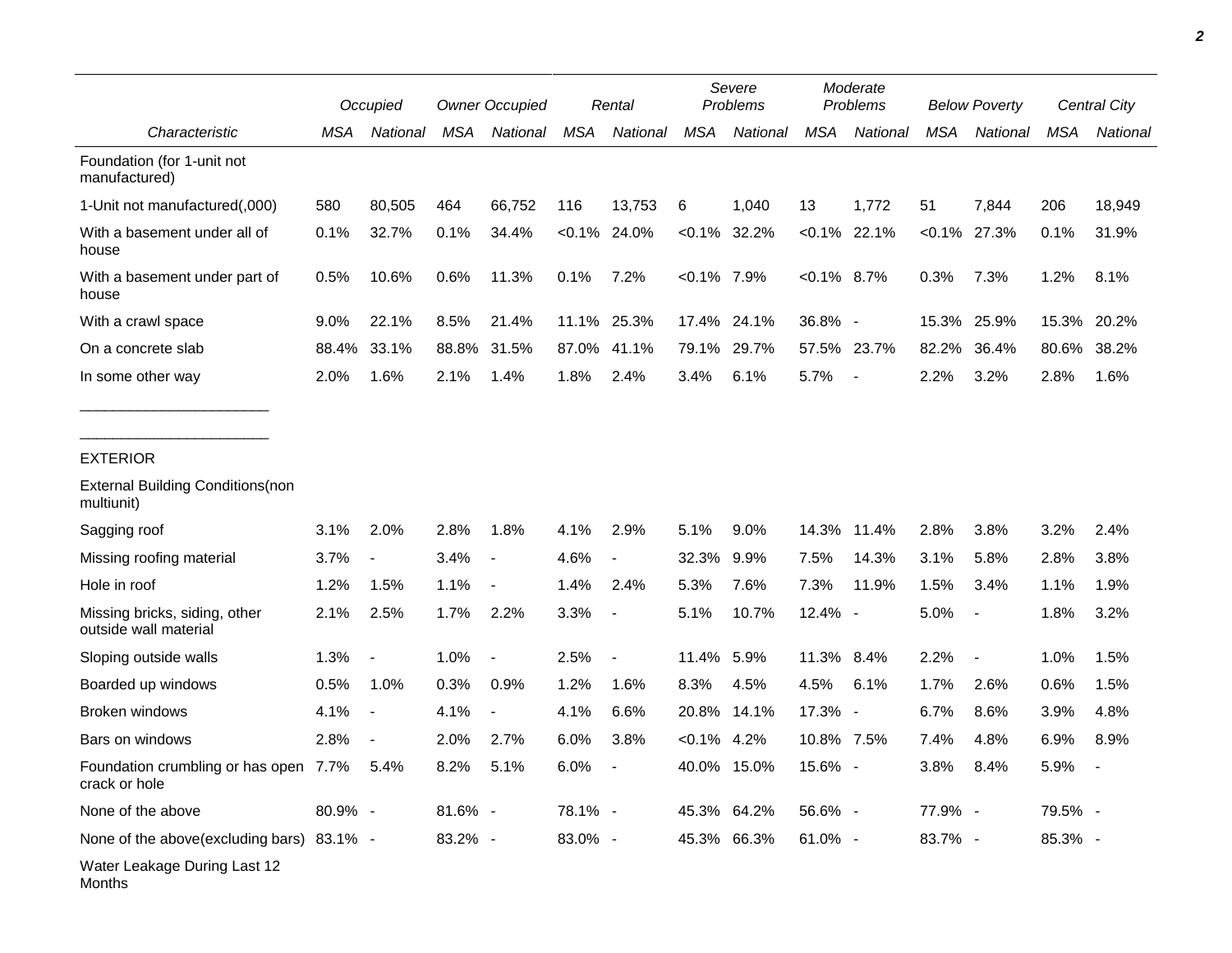| Characteristic | Occupied | | Owner Occupied | | Rental | | Severe Problems | | Moderate Problems | | Below Poverty | | Central City | |
|---|---|---|---|---|---|---|---|---|---|---|---|---|---|---|
| | MSA | National | MSA | National | MSA | National | MSA | National | MSA | National | MSA | National | MSA | National |
| Foundation (for 1-unit not manufactured) | | | | | | | | | | | | | | |
| 1-Unit not manufactured(,000) | 580 | 80,505 | 464 | 66,752 | 116 | 13,753 | 6 | 1,040 | 13 | 1,772 | 51 | 7,844 | 206 | 18,949 |
| With a basement under all of house | 0.1% | 32.7% | 0.1% | 34.4% | <0.1% | 24.0% | <0.1% | 32.2% | <0.1% | 22.1% | <0.1% | 27.3% | 0.1% | 31.9% |
| With a basement under part of house | 0.5% | 10.6% | 0.6% | 11.3% | 0.1% | 7.2% | <0.1% | 7.9% | <0.1% | 8.7% | 0.3% | 7.3% | 1.2% | 8.1% |
| With a crawl space | 9.0% | 22.1% | 8.5% | 21.4% | 11.1% | 25.3% | 17.4% | 24.1% | 36.8% | - | 15.3% | 25.9% | 15.3% | 20.2% |
| On a concrete slab | 88.4% | 33.1% | 88.8% | 31.5% | 87.0% | 41.1% | 79.1% | 29.7% | 57.5% | 23.7% | 82.2% | 36.4% | 80.6% | 38.2% |
| In some other way | 2.0% | 1.6% | 2.1% | 1.4% | 1.8% | 2.4% | 3.4% | 6.1% | 5.7% | - | 2.2% | 3.2% | 2.8% | 1.6% |
| EXTERIOR | | | | | | | | | | | | | | |
| External Building Conditions(non multiunit) | | | | | | | | | | | | | | |
| Sagging roof | 3.1% | 2.0% | 2.8% | 1.8% | 4.1% | 2.9% | 5.1% | 9.0% | 14.3% | 11.4% | 2.8% | 3.8% | 3.2% | 2.4% |
| Missing roofing material | 3.7% | - | 3.4% | - | 4.6% | - | 32.3% | 9.9% | 7.5% | 14.3% | 3.1% | 5.8% | 2.8% | 3.8% |
| Hole in roof | 1.2% | 1.5% | 1.1% | - | 1.4% | 2.4% | 5.3% | 7.6% | 7.3% | 11.9% | 1.5% | 3.4% | 1.1% | 1.9% |
| Missing bricks, siding, other outside wall material | 2.1% | 2.5% | 1.7% | 2.2% | 3.3% | - | 5.1% | 10.7% | 12.4% | - | 5.0% | - | 1.8% | 3.2% |
| Sloping outside walls | 1.3% | - | 1.0% | - | 2.5% | - | 11.4% | 5.9% | 11.3% | 8.4% | 2.2% | - | 1.0% | 1.5% |
| Boarded up windows | 0.5% | 1.0% | 0.3% | 0.9% | 1.2% | 1.6% | 8.3% | 4.5% | 4.5% | 6.1% | 1.7% | 2.6% | 0.6% | 1.5% |
| Broken windows | 4.1% | - | 4.1% | - | 4.1% | 6.6% | 20.8% | 14.1% | 17.3% | - | 6.7% | 8.6% | 3.9% | 4.8% |
| Bars on windows | 2.8% | - | 2.0% | 2.7% | 6.0% | 3.8% | <0.1% | 4.2% | 10.8% | 7.5% | 7.4% | 4.8% | 6.9% | 8.9% |
| Foundation crumbling or has open crack or hole | 7.7% | 5.4% | 8.2% | 5.1% | 6.0% | - | 40.0% | 15.0% | 15.6% | - | 3.8% | 8.4% | 5.9% | - |
| None of the above | 80.9% | - | 81.6% | - | 78.1% | - | 45.3% | 64.2% | 56.6% | - | 77.9% | - | 79.5% | - |
| None of the above(excluding bars) | 83.1% | - | 83.2% | - | 83.0% | - | 45.3% | 66.3% | 61.0% | - | 83.7% | - | 85.3% | - |
| Water Leakage During Last 12 Months | | | | | | | | | | | | | | |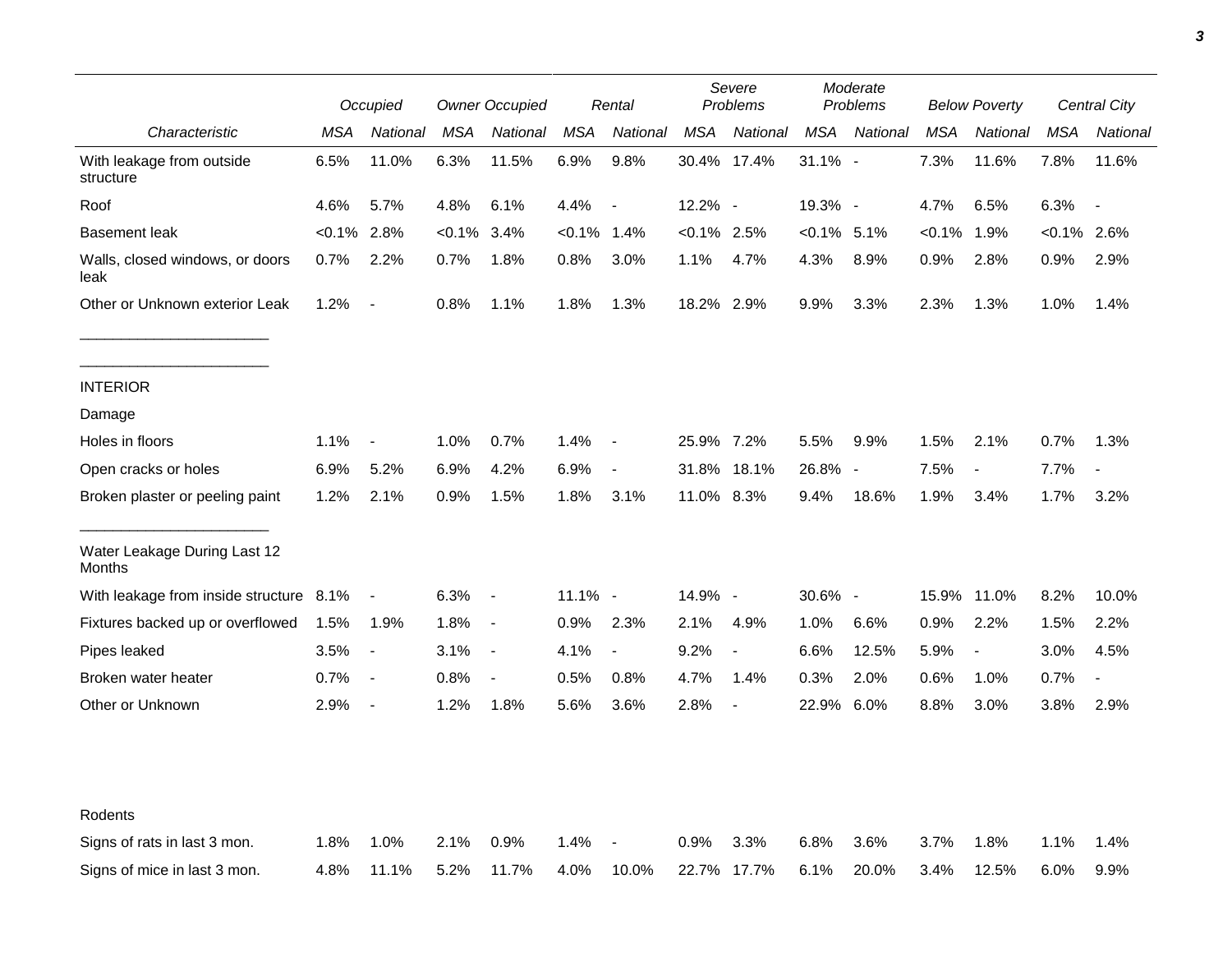| | Occupied | | Owner Occupied | | Rental | | Severe Problems | | Moderate Problems | | Below Poverty | | Central City | |
|---|---|---|---|---|---|---|---|---|---|---|---|---|---|---|
| *Characteristic* | *MSA* | *National* | *MSA* | *National* | *MSA* | *National* | *MSA* | *National* | *MSA* | *National* | *MSA* | *National* | *MSA* | *National* |
| With leakage from outside structure | 6.5% | 11.0% | 6.3% | 11.5% | 6.9% | 9.8% | 30.4% | 17.4% | 31.1% | - | 7.3% | 11.6% | 7.8% | 11.6% |
| Roof | 4.6% | 5.7% | 4.8% | 6.1% | 4.4% | - | 12.2% | - | 19.3% | - | 4.7% | 6.5% | 6.3% | - |
| Basement leak | <0.1% | 2.8% | <0.1% | 3.4% | <0.1% | 1.4% | <0.1% | 2.5% | <0.1% | 5.1% | <0.1% | 1.9% | <0.1% | 2.6% |
| Walls, closed windows, or doors leak | 0.7% | 2.2% | 0.7% | 1.8% | 0.8% | 3.0% | 1.1% | 4.7% | 4.3% | 8.9% | 0.9% | 2.8% | 0.9% | 2.9% |
| Other or Unknown exterior Leak | 1.2% | - | 0.8% | 1.1% | 1.8% | 1.3% | 18.2% | 2.9% | 9.9% | 3.3% | 2.3% | 1.3% | 1.0% | 1.4% |
| INTERIOR | | | | | | | | | | | | | | |
| Damage | | | | | | | | | | | | | | |
| Holes in floors | 1.1% | - | 1.0% | 0.7% | 1.4% | - | 25.9% | 7.2% | 5.5% | 9.9% | 1.5% | 2.1% | 0.7% | 1.3% |
| Open cracks or holes | 6.9% | 5.2% | 6.9% | 4.2% | 6.9% | - | 31.8% | 18.1% | 26.8% | - | 7.5% | - | 7.7% | - |
| Broken plaster or peeling paint | 1.2% | 2.1% | 0.9% | 1.5% | 1.8% | 3.1% | 11.0% | 8.3% | 9.4% | 18.6% | 1.9% | 3.4% | 1.7% | 3.2% |
| Water Leakage During Last 12 Months | | | | | | | | | | | | | | |
| With leakage from inside structure | 8.1% | - | 6.3% | - | 11.1% | - | 14.9% | - | 30.6% | - | 15.9% | 11.0% | 8.2% | 10.0% |
| Fixtures backed up or overflowed | 1.5% | 1.9% | 1.8% | - | 0.9% | 2.3% | 2.1% | 4.9% | 1.0% | 6.6% | 0.9% | 2.2% | 1.5% | 2.2% |
| Pipes leaked | 3.5% | - | 3.1% | - | 4.1% | - | 9.2% | - | 6.6% | 12.5% | 5.9% | - | 3.0% | 4.5% |
| Broken water heater | 0.7% | - | 0.8% | - | 0.5% | 0.8% | 4.7% | 1.4% | 0.3% | 2.0% | 0.6% | 1.0% | 0.7% | - |
| Other or Unknown | 2.9% | - | 1.2% | 1.8% | 5.6% | 3.6% | 2.8% | - | 22.9% | 6.0% | 8.8% | 3.0% | 3.8% | 2.9% |
| Rodents | | | | | | | | | | | | | | |
| Signs of rats in last 3 mon. | 1.8% | 1.0% | 2.1% | 0.9% | 1.4% | - | 0.9% | 3.3% | 6.8% | 3.6% | 3.7% | 1.8% | 1.1% | 1.4% |
| Signs of mice in last 3 mon. | 4.8% | 11.1% | 5.2% | 11.7% | 4.0% | 10.0% | 22.7% | 17.7% | 6.1% | 20.0% | 3.4% | 12.5% | 6.0% | 9.9% |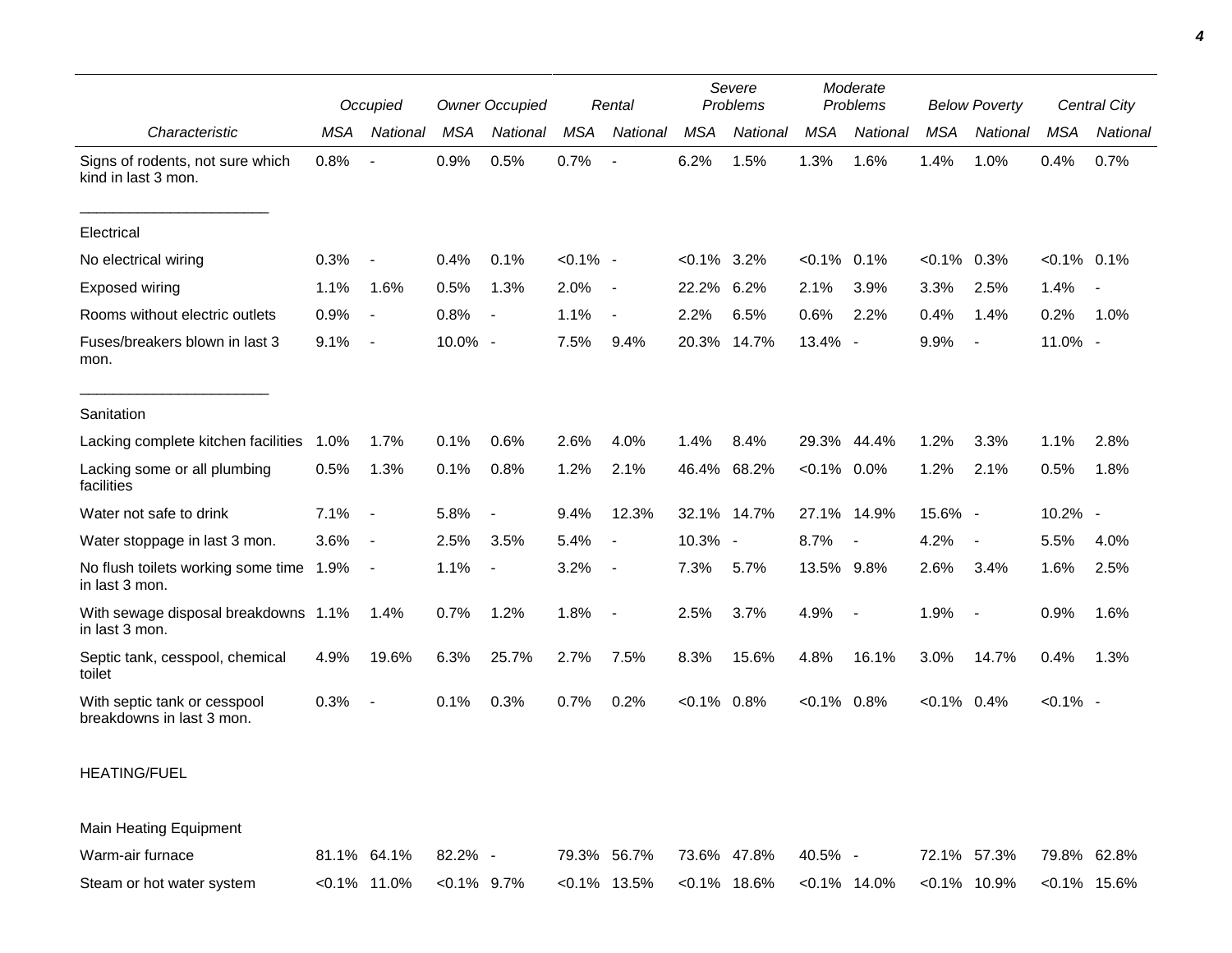| Characteristic | Occupied | | Owner Occupied | | Rental | | Severe Problems | | Moderate Problems | | Below Poverty | | Central City | |
|---|---|---|---|---|---|---|---|---|---|---|---|---|---|---|
| | MSA | National | MSA | National | MSA | National | MSA | National | MSA | National | MSA | National | MSA | National |
| Signs of rodents, not sure which kind in last 3 mon. | 0.8% | - | 0.9% | 0.5% | 0.7% | - | 6.2% | 1.5% | 1.3% | 1.6% | 1.4% | 1.0% | 0.4% | 0.7% |
| Electrical | | | | | | | | | | | | | | |
| No electrical wiring | 0.3% | - | 0.4% | 0.1% | <0.1% | - | <0.1% | 3.2% | <0.1% | 0.1% | <0.1% | 0.3% | <0.1% | 0.1% |
| Exposed wiring | 1.1% | 1.6% | 0.5% | 1.3% | 2.0% | - | 22.2% | 6.2% | 2.1% | 3.9% | 3.3% | 2.5% | 1.4% | - |
| Rooms without electric outlets | 0.9% | - | 0.8% | - | 1.1% | - | 2.2% | 6.5% | 0.6% | 2.2% | 0.4% | 1.4% | 0.2% | 1.0% |
| Fuses/breakers blown in last 3 mon. | 9.1% | - | 10.0% | - | 7.5% | 9.4% | 20.3% | 14.7% | 13.4% | - | 9.9% | - | 11.0% | - |
| Sanitation | | | | | | | | | | | | | | |
| Lacking complete kitchen facilities | 1.0% | 1.7% | 0.1% | 0.6% | 2.6% | 4.0% | 1.4% | 8.4% | 29.3% | 44.4% | 1.2% | 3.3% | 1.1% | 2.8% |
| Lacking some or all plumbing facilities | 0.5% | 1.3% | 0.1% | 0.8% | 1.2% | 2.1% | 46.4% | 68.2% | <0.1% | 0.0% | 1.2% | 2.1% | 0.5% | 1.8% |
| Water not safe to drink | 7.1% | - | 5.8% | - | 9.4% | 12.3% | 32.1% | 14.7% | 27.1% | 14.9% | 15.6% | - | 10.2% | - |
| Water stoppage in last 3 mon. | 3.6% | - | 2.5% | 3.5% | 5.4% | - | 10.3% | - | 8.7% | - | 4.2% | - | 5.5% | 4.0% |
| No flush toilets working some time in last 3 mon. | 1.9% | - | 1.1% | - | 3.2% | - | 7.3% | 5.7% | 13.5% | 9.8% | 2.6% | 3.4% | 1.6% | 2.5% |
| With sewage disposal breakdowns in last 3 mon. | 1.1% | 1.4% | 0.7% | 1.2% | 1.8% | - | 2.5% | 3.7% | 4.9% | - | 1.9% | - | 0.9% | 1.6% |
| Septic tank, cesspool, chemical toilet | 4.9% | 19.6% | 6.3% | 25.7% | 2.7% | 7.5% | 8.3% | 15.6% | 4.8% | 16.1% | 3.0% | 14.7% | 0.4% | 1.3% |
| With septic tank or cesspool breakdowns in last 3 mon. | 0.3% | - | 0.1% | 0.3% | 0.7% | 0.2% | <0.1% | 0.8% | <0.1% | 0.8% | <0.1% | 0.4% | <0.1% | - |
| HEATING/FUEL | | | | | | | | | | | | | | |
| Main Heating Equipment | | | | | | | | | | | | | | |
| Warm-air furnace | 81.1% | 64.1% | 82.2% | - | 79.3% | 56.7% | 73.6% | 47.8% | 40.5% | - | 72.1% | 57.3% | 79.8% | 62.8% |
| Steam or hot water system | <0.1% | 11.0% | <0.1% | 9.7% | <0.1% | 13.5% | <0.1% | 18.6% | <0.1% | 14.0% | <0.1% | 10.9% | <0.1% | 15.6% |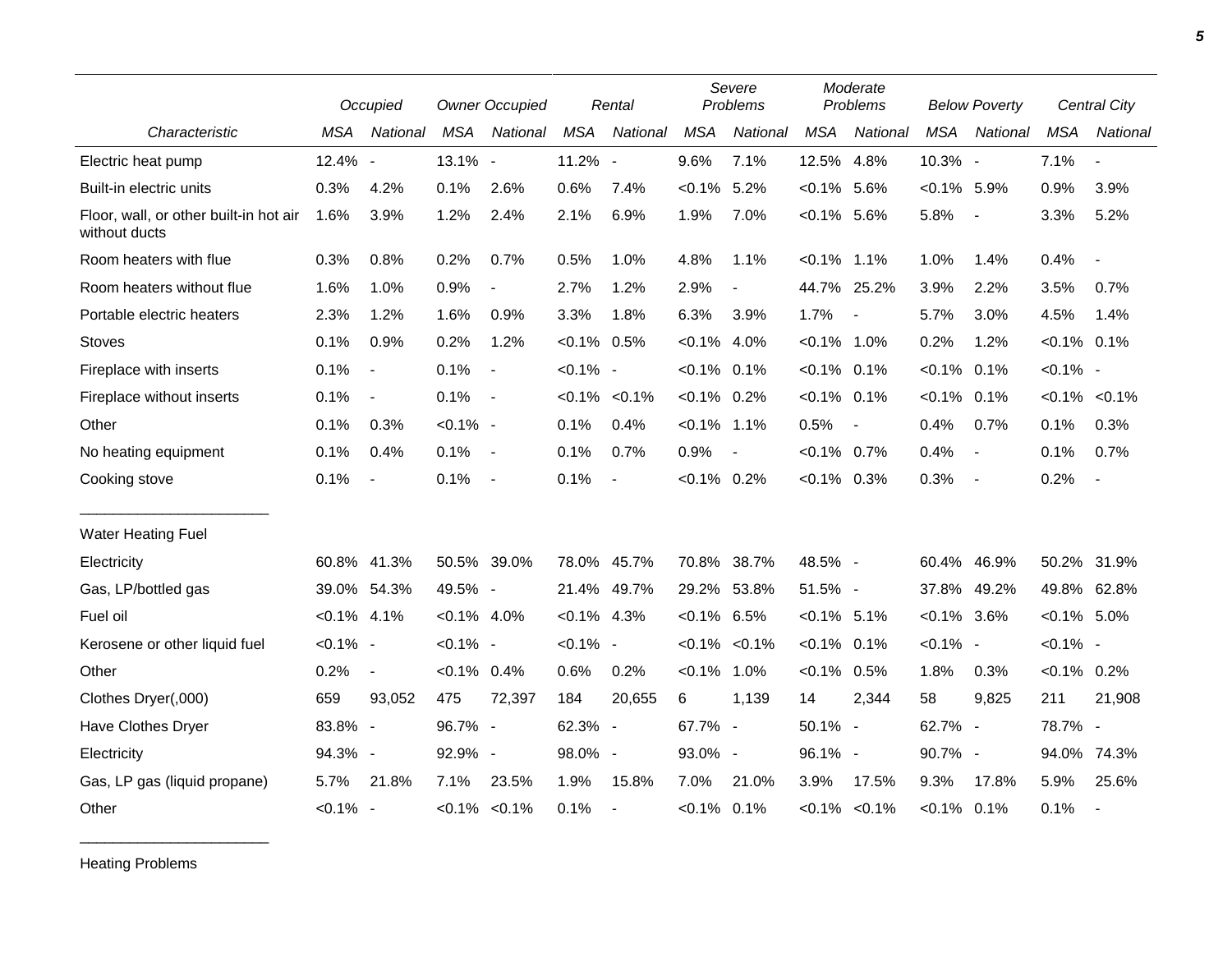| Characteristic | Occupied | | Owner Occupied | | Rental | | Severe Problems | | Moderate Problems | | Below Poverty | | Central City | |
|---|---|---|---|---|---|---|---|---|---|---|---|---|---|---|
| | MSA | National | MSA | National | MSA | National | MSA | National | MSA | National | MSA | National | MSA | National |
| Electric heat pump | 12.4% | - | 13.1% | - | 11.2% | - | 9.6% | 7.1% | 12.5% | 4.8% | 10.3% | - | 7.1% | - |
| Built-in electric units | 0.3% | 4.2% | 0.1% | 2.6% | 0.6% | 7.4% | <0.1% | 5.2% | <0.1% | 5.6% | <0.1% | 5.9% | 0.9% | 3.9% |
| Floor, wall, or other built-in hot air without ducts | 1.6% | 3.9% | 1.2% | 2.4% | 2.1% | 6.9% | 1.9% | 7.0% | <0.1% | 5.6% | 5.8% | - | 3.3% | 5.2% |
| Room heaters with flue | 0.3% | 0.8% | 0.2% | 0.7% | 0.5% | 1.0% | 4.8% | 1.1% | <0.1% | 1.1% | 1.0% | 1.4% | 0.4% | - |
| Room heaters without flue | 1.6% | 1.0% | 0.9% | - | 2.7% | 1.2% | 2.9% | - | 44.7% | 25.2% | 3.9% | 2.2% | 3.5% | 0.7% |
| Portable electric heaters | 2.3% | 1.2% | 1.6% | 0.9% | 3.3% | 1.8% | 6.3% | 3.9% | 1.7% | - | 5.7% | 3.0% | 4.5% | 1.4% |
| Stoves | 0.1% | 0.9% | 0.2% | 1.2% | <0.1% | 0.5% | <0.1% | 4.0% | <0.1% | 1.0% | 0.2% | 1.2% | <0.1% | 0.1% |
| Fireplace with inserts | 0.1% | - | 0.1% | - | <0.1% | - | <0.1% | 0.1% | <0.1% | 0.1% | <0.1% | 0.1% | <0.1% | - |
| Fireplace without inserts | 0.1% | - | 0.1% | - | <0.1% | <0.1% | <0.1% | 0.2% | <0.1% | 0.1% | <0.1% | 0.1% | <0.1% | <0.1% |
| Other | 0.1% | 0.3% | <0.1% | - | 0.1% | 0.4% | <0.1% | 1.1% | 0.5% | - | 0.4% | 0.7% | 0.1% | 0.3% |
| No heating equipment | 0.1% | 0.4% | 0.1% | - | 0.1% | 0.7% | 0.9% | - | <0.1% | 0.7% | 0.4% | - | 0.1% | 0.7% |
| Cooking stove | 0.1% | - | 0.1% | - | 0.1% | - | <0.1% | 0.2% | <0.1% | 0.3% | 0.3% | - | 0.2% | - |
| Water Heating Fuel | | | | | | | | | | | | | | |
| Electricity | 60.8% | 41.3% | 50.5% | 39.0% | 78.0% | 45.7% | 70.8% | 38.7% | 48.5% | - | 60.4% | 46.9% | 50.2% | 31.9% |
| Gas, LP/bottled gas | 39.0% | 54.3% | 49.5% | - | 21.4% | 49.7% | 29.2% | 53.8% | 51.5% | - | 37.8% | 49.2% | 49.8% | 62.8% |
| Fuel oil | <0.1% | 4.1% | <0.1% | 4.0% | <0.1% | 4.3% | <0.1% | 6.5% | <0.1% | 5.1% | <0.1% | 3.6% | <0.1% | 5.0% |
| Kerosene or other liquid fuel | <0.1% | - | <0.1% | - | <0.1% | - | <0.1% | <0.1% | <0.1% | 0.1% | <0.1% | - | <0.1% | - |
| Other | 0.2% | - | <0.1% | 0.4% | 0.6% | 0.2% | <0.1% | 1.0% | <0.1% | 0.5% | 1.8% | 0.3% | <0.1% | 0.2% |
| Clothes Dryer(,000) | 659 | 93,052 | 475 | 72,397 | 184 | 20,655 | 6 | 1,139 | 14 | 2,344 | 58 | 9,825 | 211 | 21,908 |
| Have Clothes Dryer | 83.8% | - | 96.7% | - | 62.3% | - | 67.7% | - | 50.1% | - | 62.7% | - | 78.7% | - |
| Electricity | 94.3% | - | 92.9% | - | 98.0% | - | 93.0% | - | 96.1% | - | 90.7% | - | 94.0% | 74.3% |
| Gas, LP gas (liquid propane) | 5.7% | 21.8% | 7.1% | 23.5% | 1.9% | 15.8% | 7.0% | 21.0% | 3.9% | 17.5% | 9.3% | 17.8% | 5.9% | 25.6% |
| Other | <0.1% | - | <0.1% | <0.1% | 0.1% | - | <0.1% | 0.1% | <0.1% | <0.1% | <0.1% | 0.1% | 0.1% | - |

Heating Problems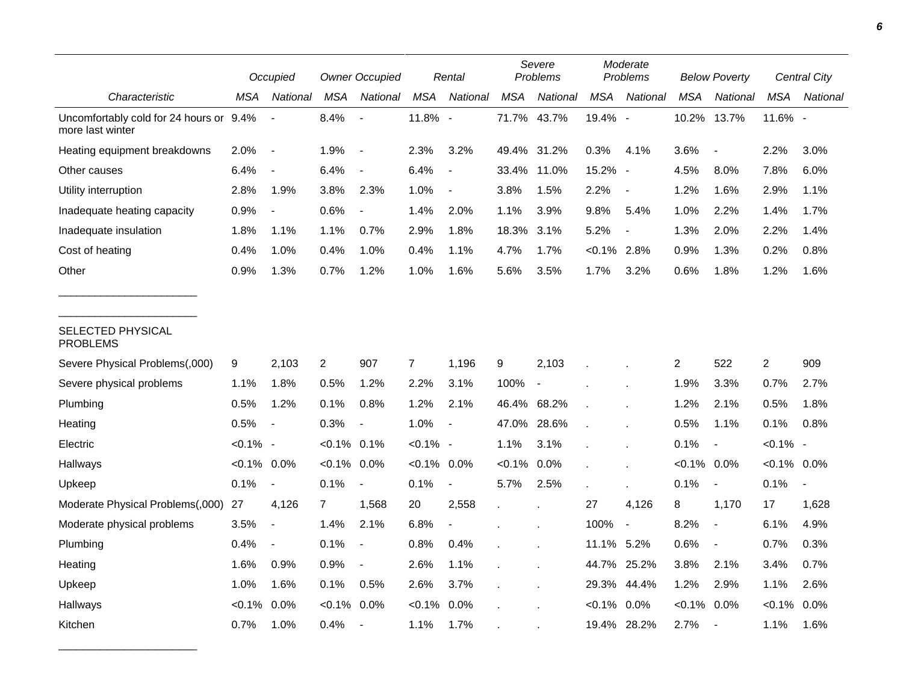| | Occupied | | Owner Occupied | | Rental | | Severe Problems | | Moderate Problems | | Below Poverty | | Central City | |
|---|---|---|---|---|---|---|---|---|---|---|---|---|---|---|
| Characteristic | MSA | National | MSA | National | MSA | National | MSA | National | MSA | National | MSA | National | MSA | National |
| Uncomfortably cold for 24 hours or more last winter | 9.4% | - | 8.4% | - | 11.8% | - | 71.7% | 43.7% | 19.4% | - | 10.2% | 13.7% | 11.6% | - |
| Heating equipment breakdowns | 2.0% | - | 1.9% | - | 2.3% | 3.2% | 49.4% | 31.2% | 0.3% | 4.1% | 3.6% | - | 2.2% | 3.0% |
| Other causes | 6.4% | - | 6.4% | - | 6.4% | - | 33.4% | 11.0% | 15.2% | - | 4.5% | 8.0% | 7.8% | 6.0% |
| Utility interruption | 2.8% | 1.9% | 3.8% | 2.3% | 1.0% | - | 3.8% | 1.5% | 2.2% | - | 1.2% | 1.6% | 2.9% | 1.1% |
| Inadequate heating capacity | 0.9% | - | 0.6% | - | 1.4% | 2.0% | 1.1% | 3.9% | 9.8% | 5.4% | 1.0% | 2.2% | 1.4% | 1.7% |
| Inadequate insulation | 1.8% | 1.1% | 1.1% | 0.7% | 2.9% | 1.8% | 18.3% | 3.1% | 5.2% | - | 1.3% | 2.0% | 2.2% | 1.4% |
| Cost of heating | 0.4% | 1.0% | 0.4% | 1.0% | 0.4% | 1.1% | 4.7% | 1.7% | <0.1% | 2.8% | 0.9% | 1.3% | 0.2% | 0.8% |
| Other | 0.9% | 1.3% | 0.7% | 1.2% | 1.0% | 1.6% | 5.6% | 3.5% | 1.7% | 3.2% | 0.6% | 1.8% | 1.2% | 1.6% |
| SELECTED PHYSICAL PROBLEMS | | | | | | | | | | | | | | |
| Severe Physical Problems(,000) | 9 | 2,103 | 2 | 907 | 7 | 1,196 | 9 | 2,103 | . | . | 2 | 522 | 2 | 909 |
| Severe physical problems | 1.1% | 1.8% | 0.5% | 1.2% | 2.2% | 3.1% | 100% | - | . | . | 1.9% | 3.3% | 0.7% | 2.7% |
| Plumbing | 0.5% | 1.2% | 0.1% | 0.8% | 1.2% | 2.1% | 46.4% | 68.2% | . | . | 1.2% | 2.1% | 0.5% | 1.8% |
| Heating | 0.5% | - | 0.3% | - | 1.0% | - | 47.0% | 28.6% | . | . | 0.5% | 1.1% | 0.1% | 0.8% |
| Electric | <0.1% | - | <0.1% | 0.1% | <0.1% | - | 1.1% | 3.1% | . | . | 0.1% | - | <0.1% | - |
| Hallways | <0.1% | 0.0% | <0.1% | 0.0% | <0.1% | 0.0% | <0.1% | 0.0% | . | . | <0.1% | 0.0% | <0.1% | 0.0% |
| Upkeep | 0.1% | - | 0.1% | - | 0.1% | - | 5.7% | 2.5% | . | . | 0.1% | - | 0.1% | - |
| Moderate Physical Problems(,000) | 27 | 4,126 | 7 | 1,568 | 20 | 2,558 | . | . | 27 | 4,126 | 8 | 1,170 | 17 | 1,628 |
| Moderate physical problems | 3.5% | - | 1.4% | 2.1% | 6.8% | - | . | . | 100% | - | 8.2% | - | 6.1% | 4.9% |
| Plumbing | 0.4% | - | 0.1% | - | 0.8% | 0.4% | . | . | 11.1% | 5.2% | 0.6% | - | 0.7% | 0.3% |
| Heating | 1.6% | 0.9% | 0.9% | - | 2.6% | 1.1% | . | . | 44.7% | 25.2% | 3.8% | 2.1% | 3.4% | 0.7% |
| Upkeep | 1.0% | 1.6% | 0.1% | 0.5% | 2.6% | 3.7% | . | . | 29.3% | 44.4% | 1.2% | 2.9% | 1.1% | 2.6% |
| Hallways | <0.1% | 0.0% | <0.1% | 0.0% | <0.1% | 0.0% | . | . | <0.1% | 0.0% | <0.1% | 0.0% | <0.1% | 0.0% |
| Kitchen | 0.7% | 1.0% | 0.4% | - | 1.1% | 1.7% | . | . | 19.4% | 28.2% | 2.7% | - | 1.1% | 1.6% |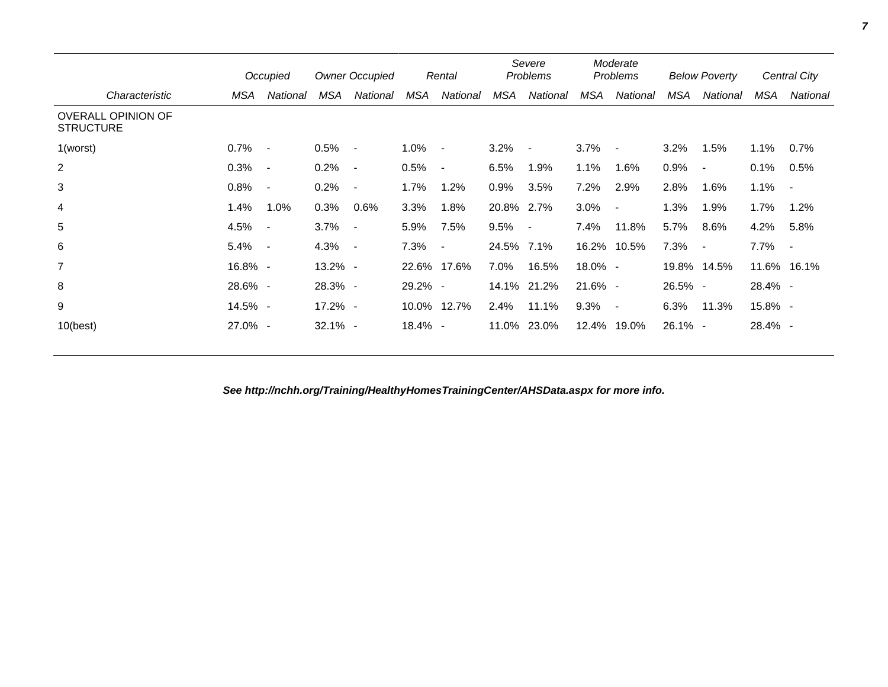| | Occupied | | Owner Occupied | | Rental | | Severe Problems | | Moderate Problems | | Below Poverty | | Central City | |
|---|---|---|---|---|---|---|---|---|---|---|---|---|---|---|
| Characteristic | MSA | National | MSA | National | MSA | National | MSA | National | MSA | National | MSA | National | MSA | National |
| OVERALL OPINION OF STRUCTURE | | | | | | | | | | | | | | |
| 1(worst) | 0.7% | - | 0.5% | - | 1.0% | - | 3.2% | - | 3.7% | - | 3.2% | 1.5% | 1.1% | 0.7% |
| 2 | 0.3% | - | 0.2% | - | 0.5% | - | 6.5% | 1.9% | 1.1% | 1.6% | 0.9% | - | 0.1% | 0.5% |
| 3 | 0.8% | - | 0.2% | - | 1.7% | 1.2% | 0.9% | 3.5% | 7.2% | 2.9% | 2.8% | 1.6% | 1.1% | - |
| 4 | 1.4% | 1.0% | 0.3% | 0.6% | 3.3% | 1.8% | 20.8% | 2.7% | 3.0% | - | 1.3% | 1.9% | 1.7% | 1.2% |
| 5 | 4.5% | - | 3.7% | - | 5.9% | 7.5% | 9.5% | - | 7.4% | 11.8% | 5.7% | 8.6% | 4.2% | 5.8% |
| 6 | 5.4% | - | 4.3% | - | 7.3% | - | 24.5% | 7.1% | 16.2% | 10.5% | 7.3% | - | 7.7% | - |
| 7 | 16.8% | - | 13.2% | - | 22.6% | 17.6% | 7.0% | 16.5% | 18.0% | - | 19.8% | 14.5% | 11.6% | 16.1% |
| 8 | 28.6% | - | 28.3% | - | 29.2% | - | 14.1% | 21.2% | 21.6% | - | 26.5% | - | 28.4% | - |
| 9 | 14.5% | - | 17.2% | - | 10.0% | 12.7% | 2.4% | 11.1% | 9.3% | - | 6.3% | 11.3% | 15.8% | - |
| 10(best) | 27.0% | - | 32.1% | - | 18.4% | - | 11.0% | 23.0% | 12.4% | 19.0% | 26.1% | - | 28.4% | - |

***See http://nchh.org/Training/HealthyHomesTrainingCenter/AHSData.aspx for more info.***